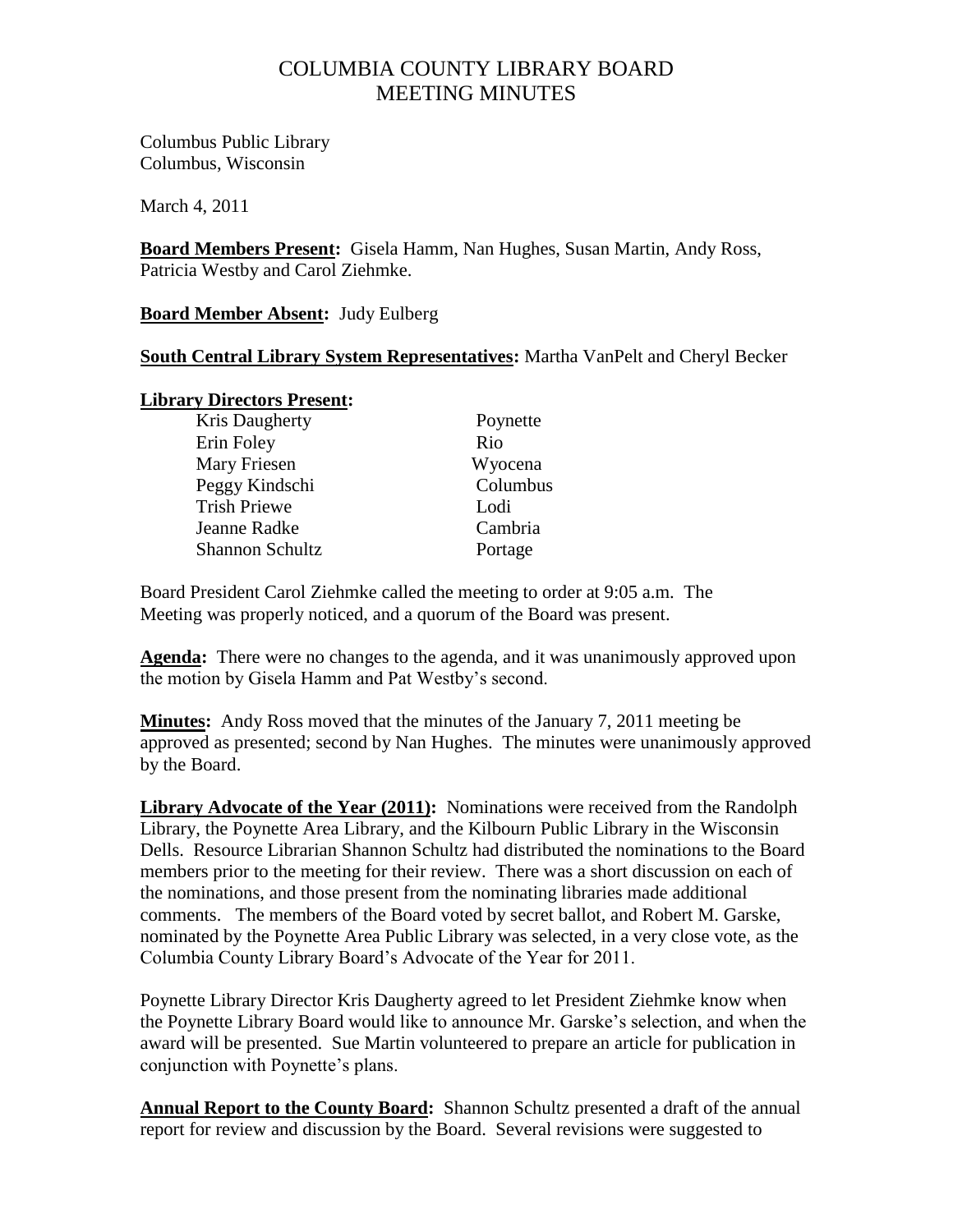# COLUMBIA COUNTY LIBRARY BOARD
# MEETING MINUTES

Columbus Public Library
Columbus, Wisconsin

March 4, 2011

**Board Members Present:** Gisela Hamm, Nan Hughes, Susan Martin, Andy Ross, Patricia Westby and Carol Ziehmke.

**Board Member Absent:** Judy Eulberg

**South Central Library System Representatives:** Martha VanPelt and Cheryl Becker

**Library Directors Present:**

| | |
|---|---|
| Kris Daugherty | Poynette |
| Erin Foley | Rio |
| Mary Friesen | Wyocena |
| Peggy Kindschi | Columbus |
| Trish Priewe | Lodi |
| Jeanne Radke | Cambria |
| Shannon Schultz | Portage |

Board President Carol Ziehmke called the meeting to order at 9:05 a.m. The Meeting was properly noticed, and a quorum of the Board was present.

**Agenda:** There were no changes to the agenda, and it was unanimously approved upon the motion by Gisela Hamm and Pat Westby's second.

**Minutes:** Andy Ross moved that the minutes of the January 7, 2011 meeting be approved as presented; second by Nan Hughes. The minutes were unanimously approved by the Board.

**Library Advocate of the Year (2011):** Nominations were received from the Randolph Library, the Poynette Area Library, and the Kilbourn Public Library in the Wisconsin Dells. Resource Librarian Shannon Schultz had distributed the nominations to the Board members prior to the meeting for their review. There was a short discussion on each of the nominations, and those present from the nominating libraries made additional comments. The members of the Board voted by secret ballot, and Robert M. Garske, nominated by the Poynette Area Public Library was selected, in a very close vote, as the Columbia County Library Board's Advocate of the Year for 2011.

Poynette Library Director Kris Daugherty agreed to let President Ziehmke know when the Poynette Library Board would like to announce Mr. Garske's selection, and when the award will be presented. Sue Martin volunteered to prepare an article for publication in conjunction with Poynette's plans.

**Annual Report to the County Board:** Shannon Schultz presented a draft of the annual report for review and discussion by the Board. Several revisions were suggested to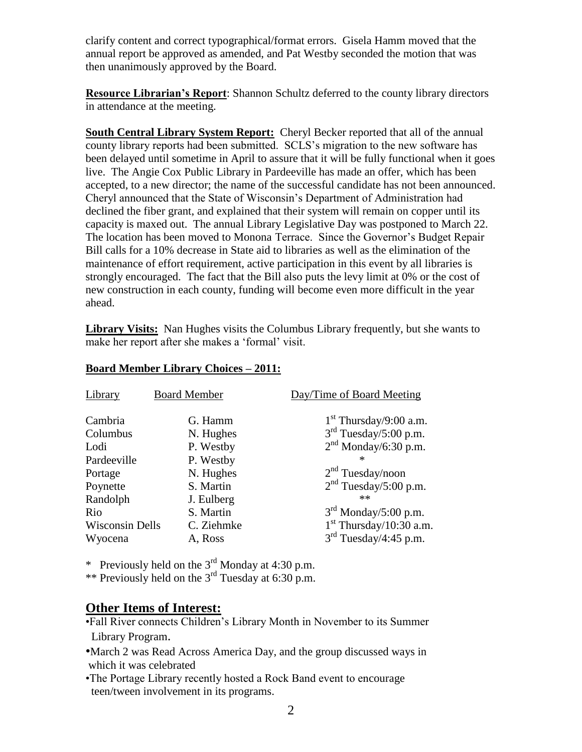clarify content and correct typographical/format errors. Gisela Hamm moved that the annual report be approved as amended, and Pat Westby seconded the motion that was then unanimously approved by the Board.

**Resource Librarian's Report**: Shannon Schultz deferred to the county library directors in attendance at the meeting.

**South Central Library System Report:** Cheryl Becker reported that all of the annual county library reports had been submitted. SCLS's migration to the new software has been delayed until sometime in April to assure that it will be fully functional when it goes live. The Angie Cox Public Library in Pardeeville has made an offer, which has been accepted, to a new director; the name of the successful candidate has not been announced. Cheryl announced that the State of Wisconsin's Department of Administration had declined the fiber grant, and explained that their system will remain on copper until its capacity is maxed out. The annual Library Legislative Day was postponed to March 22. The location has been moved to Monona Terrace. Since the Governor's Budget Repair Bill calls for a 10% decrease in State aid to libraries as well as the elimination of the maintenance of effort requirement, active participation in this event by all libraries is strongly encouraged. The fact that the Bill also puts the levy limit at 0% or the cost of new construction in each county, funding will become even more difficult in the year ahead.

**Library Visits:** Nan Hughes visits the Columbus Library frequently, but she wants to make her report after she makes a 'formal' visit.

**Board Member Library Choices – 2011:**

| Library | Board Member | Day/Time of Board Meeting |
|---|---|---|
| Cambria | G. Hamm | 1st Thursday/9:00 a.m. |
| Columbus | N. Hughes | 3rd Tuesday/5:00 p.m. |
| Lodi | P. Westby | 2nd Monday/6:30 p.m. |
| Pardeeville | P. Westby | * |
| Portage | N. Hughes | 2nd Tuesday/noon |
| Poynette | S. Martin | 2nd Tuesday/5:00 p.m. |
| Randolph | J. Eulberg | ** |
| Rio | S. Martin | 3rd Monday/5:00 p.m. |
| Wisconsin Dells | C. Ziehmke | 1st Thursday/10:30 a.m. |
| Wyocena | A, Ross | 3rd Tuesday/4:45 p.m. |

\* Previously held on the 3rd Monday at 4:30 p.m.

\*\* Previously held on the 3rd Tuesday at 6:30 p.m.

## Other Items of Interest:

- Fall River connects Children's Library Month in November to its Summer Library Program.
- March 2 was Read Across America Day, and the group discussed ways in which it was celebrated
- The Portage Library recently hosted a Rock Band event to encourage teen/tween involvement in its programs.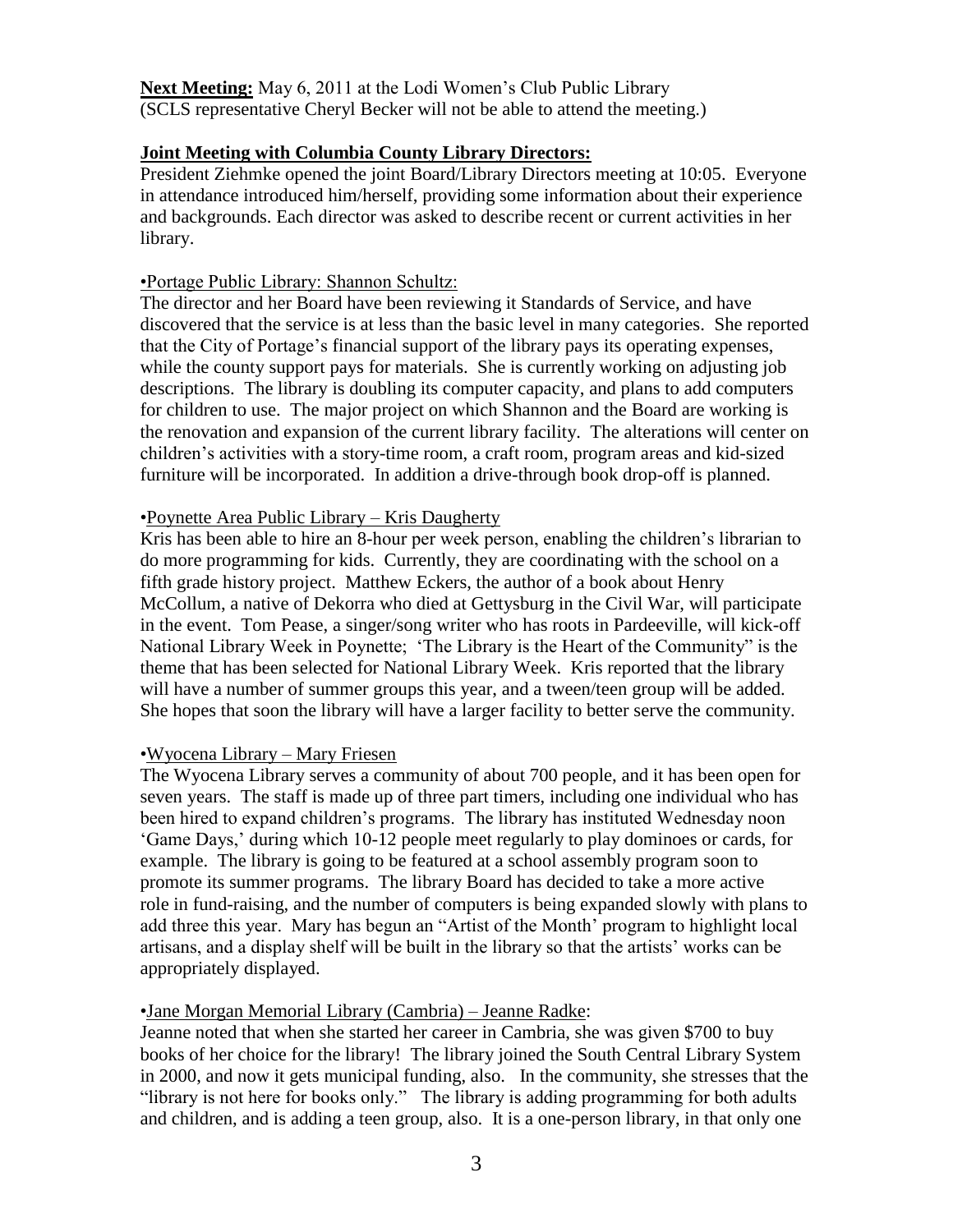**Next Meeting:** May 6, 2011 at the Lodi Women's Club Public Library
(SCLS representative Cheryl Becker will not be able to attend the meeting.)

**Joint Meeting with Columbia County Library Directors:**

President Ziehmke opened the joint Board/Library Directors meeting at 10:05. Everyone in attendance introduced him/herself, providing some information about their experience and backgrounds. Each director was asked to describe recent or current activities in her library.

•Portage Public Library: Shannon Schultz:

The director and her Board have been reviewing it Standards of Service, and have discovered that the service is at less than the basic level in many categories. She reported that the City of Portage's financial support of the library pays its operating expenses, while the county support pays for materials. She is currently working on adjusting job descriptions. The library is doubling its computer capacity, and plans to add computers for children to use. The major project on which Shannon and the Board are working is the renovation and expansion of the current library facility. The alterations will center on children's activities with a story-time room, a craft room, program areas and kid-sized furniture will be incorporated. In addition a drive-through book drop-off is planned.

•Poynette Area Public Library – Kris Daugherty

Kris has been able to hire an 8-hour per week person, enabling the children's librarian to do more programming for kids. Currently, they are coordinating with the school on a fifth grade history project. Matthew Eckers, the author of a book about Henry McCollum, a native of Dekorra who died at Gettysburg in the Civil War, will participate in the event. Tom Pease, a singer/song writer who has roots in Pardeeville, will kick-off National Library Week in Poynette; 'The Library is the Heart of the Community" is the theme that has been selected for National Library Week. Kris reported that the library will have a number of summer groups this year, and a tween/teen group will be added. She hopes that soon the library will have a larger facility to better serve the community.

•Wyocena Library – Mary Friesen

The Wyocena Library serves a community of about 700 people, and it has been open for seven years. The staff is made up of three part timers, including one individual who has been hired to expand children's programs. The library has instituted Wednesday noon 'Game Days,' during which 10-12 people meet regularly to play dominoes or cards, for example. The library is going to be featured at a school assembly program soon to promote its summer programs. The library Board has decided to take a more active role in fund-raising, and the number of computers is being expanded slowly with plans to add three this year. Mary has begun an "Artist of the Month' program to highlight local artisans, and a display shelf will be built in the library so that the artists' works can be appropriately displayed.

•Jane Morgan Memorial Library (Cambria) – Jeanne Radke:

Jeanne noted that when she started her career in Cambria, she was given $700 to buy books of her choice for the library! The library joined the South Central Library System in 2000, and now it gets municipal funding, also. In the community, she stresses that the "library is not here for books only." The library is adding programming for both adults and children, and is adding a teen group, also. It is a one-person library, in that only one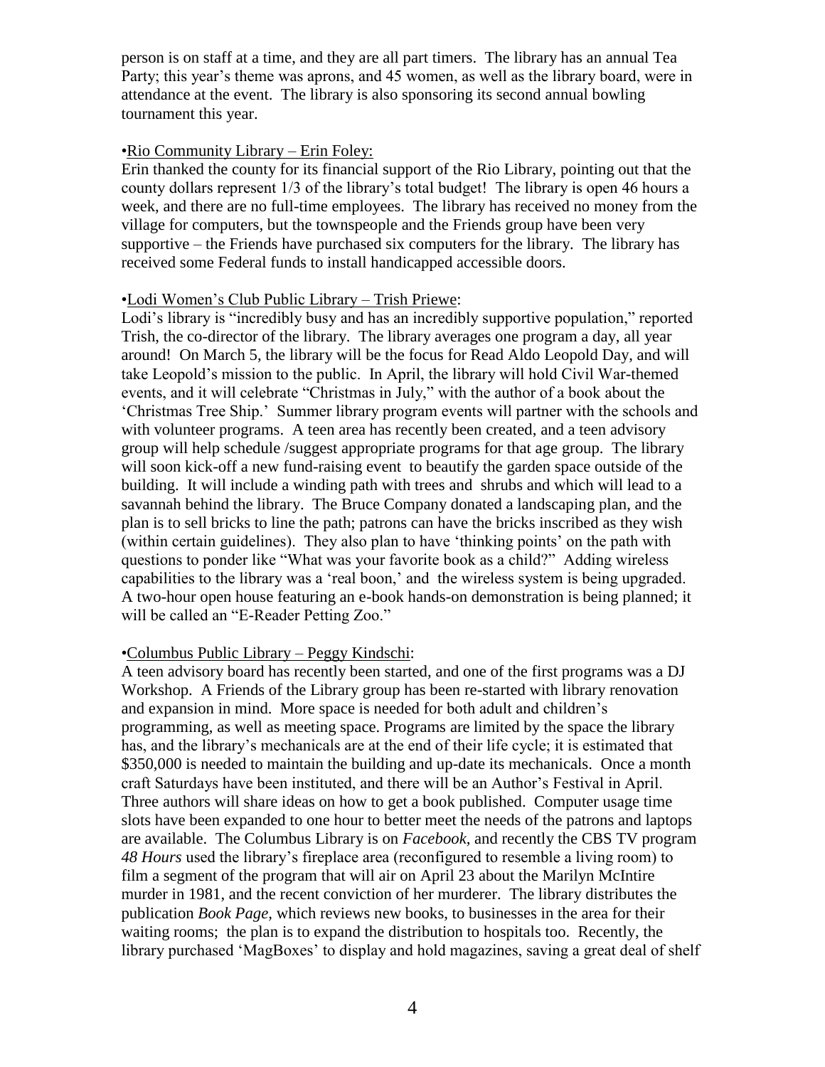person is on staff at a time, and they are all part timers. The library has an annual Tea Party; this year's theme was aprons, and 45 women, as well as the library board, were in attendance at the event. The library is also sponsoring its second annual bowling tournament this year.

•Rio Community Library – Erin Foley:

Erin thanked the county for its financial support of the Rio Library, pointing out that the county dollars represent 1/3 of the library's total budget! The library is open 46 hours a week, and there are no full-time employees. The library has received no money from the village for computers, but the townspeople and the Friends group have been very supportive – the Friends have purchased six computers for the library. The library has received some Federal funds to install handicapped accessible doors.

•Lodi Women's Club Public Library – Trish Priewe:

Lodi's library is "incredibly busy and has an incredibly supportive population," reported Trish, the co-director of the library. The library averages one program a day, all year around! On March 5, the library will be the focus for Read Aldo Leopold Day, and will take Leopold's mission to the public. In April, the library will hold Civil War-themed events, and it will celebrate "Christmas in July," with the author of a book about the 'Christmas Tree Ship.' Summer library program events will partner with the schools and with volunteer programs. A teen area has recently been created, and a teen advisory group will help schedule /suggest appropriate programs for that age group. The library will soon kick-off a new fund-raising event to beautify the garden space outside of the building. It will include a winding path with trees and shrubs and which will lead to a savannah behind the library. The Bruce Company donated a landscaping plan, and the plan is to sell bricks to line the path; patrons can have the bricks inscribed as they wish (within certain guidelines). They also plan to have 'thinking points' on the path with questions to ponder like "What was your favorite book as a child?" Adding wireless capabilities to the library was a 'real boon,' and the wireless system is being upgraded. A two-hour open house featuring an e-book hands-on demonstration is being planned; it will be called an "E-Reader Petting Zoo."

•Columbus Public Library – Peggy Kindschi:

A teen advisory board has recently been started, and one of the first programs was a DJ Workshop. A Friends of the Library group has been re-started with library renovation and expansion in mind. More space is needed for both adult and children's programming, as well as meeting space. Programs are limited by the space the library has, and the library's mechanicals are at the end of their life cycle; it is estimated that $350,000 is needed to maintain the building and up-date its mechanicals. Once a month craft Saturdays have been instituted, and there will be an Author's Festival in April. Three authors will share ideas on how to get a book published. Computer usage time slots have been expanded to one hour to better meet the needs of the patrons and laptops are available. The Columbus Library is on *Facebook,* and recently the CBS TV program *48 Hours* used the library's fireplace area (reconfigured to resemble a living room) to film a segment of the program that will air on April 23 about the Marilyn McIntire murder in 1981, and the recent conviction of her murderer. The library distributes the publication *Book Page,* which reviews new books, to businesses in the area for their waiting rooms; the plan is to expand the distribution to hospitals too. Recently, the library purchased 'MagBoxes' to display and hold magazines, saving a great deal of shelf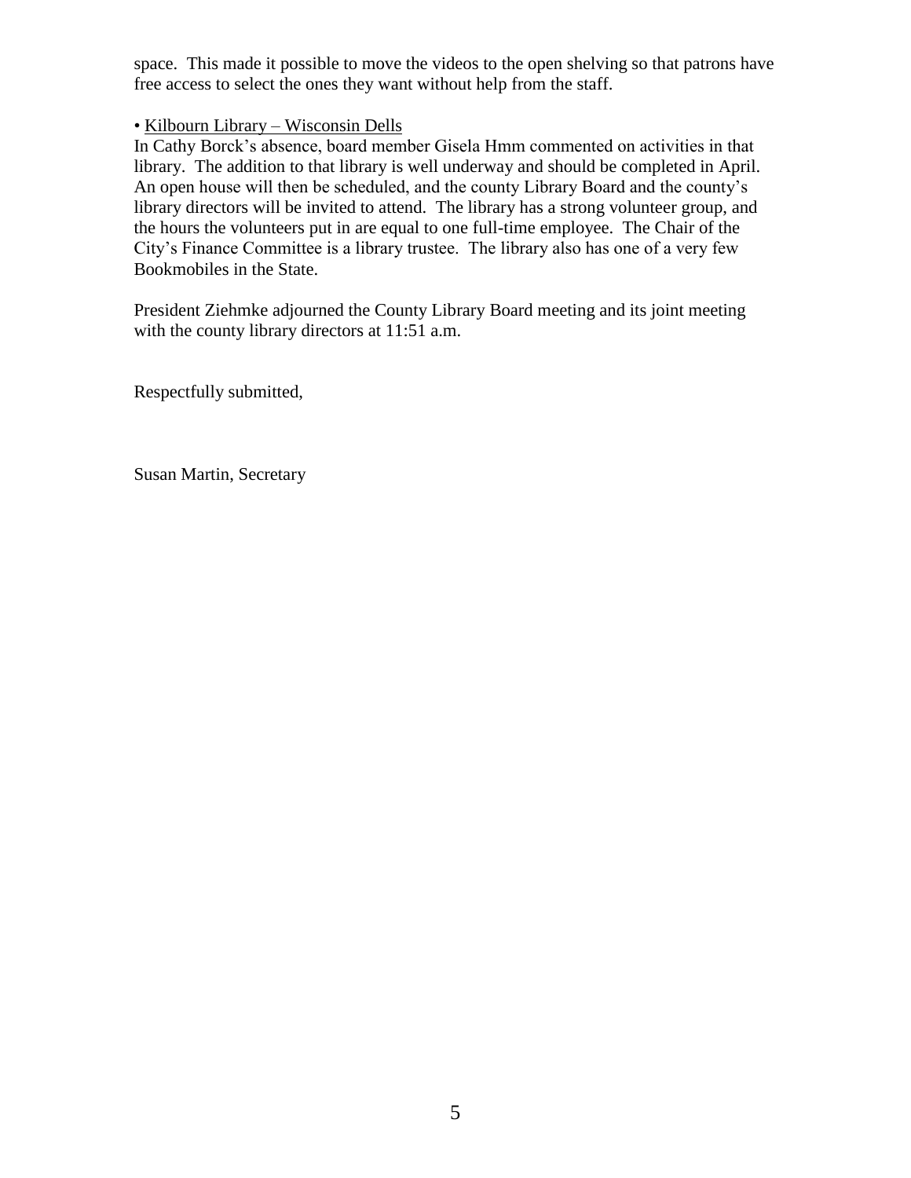space. This made it possible to move the videos to the open shelving so that patrons have free access to select the ones they want without help from the staff.

• Kilbourn Library – Wisconsin Dells

In Cathy Borck's absence, board member Gisela Hmm commented on activities in that library. The addition to that library is well underway and should be completed in April. An open house will then be scheduled, and the county Library Board and the county's library directors will be invited to attend. The library has a strong volunteer group, and the hours the volunteers put in are equal to one full-time employee. The Chair of the City's Finance Committee is a library trustee. The library also has one of a very few Bookmobiles in the State.

President Ziehmke adjourned the County Library Board meeting and its joint meeting with the county library directors at 11:51 a.m.

Respectfully submitted,

Susan Martin, Secretary